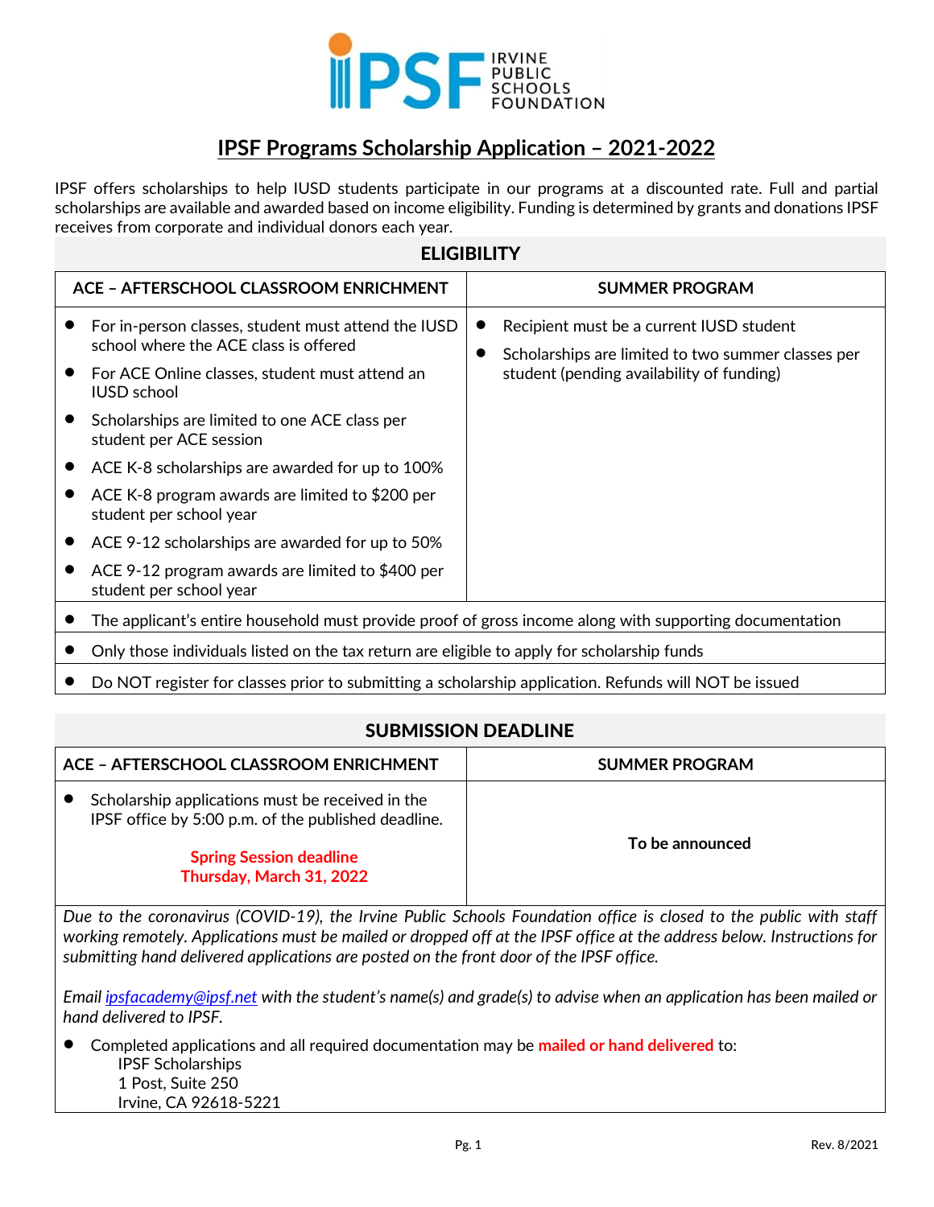IRVINE PUBLIC SCHOOLS FOUNDATION

# IPSF Programs Scholarship Application – 2021-2022

IPSF offers scholarships to help IUSD students participate in our programs at a discounted rate. Full and partial scholarships are available and awarded based on income eligibility. Funding is determined by grants and donations IPSF receives from corporate and individual donors each year.

## ELIGIBILITY

| ACE – AFTERSCHOOL CLASSROOM ENRICHMENT | SUMMER PROGRAM |
|---|---|
| • For in-person classes, student must attend the IUSD school where the ACE class is offered<br>• For ACE Online classes, student must attend an IUSD school<br>• Scholarships are limited to one ACE class per student per ACE session<br>• ACE K-8 scholarships are awarded for up to 100%<br>• ACE K-8 program awards are limited to $200 per student per school year<br>• ACE 9-12 scholarships are awarded for up to 50%<br>• ACE 9-12 program awards are limited to $400 per student per school year | • Recipient must be a current IUSD student<br>• Scholarships are limited to two summer classes per student (pending availability of funding) |

- The applicant's entire household must provide proof of gross income along with supporting documentation
- Only those individuals listed on the tax return are eligible to apply for scholarship funds
- Do NOT register for classes prior to submitting a scholarship application. Refunds will NOT be issued

## SUBMISSION DEADLINE

| ACE – AFTERSCHOOL CLASSROOM ENRICHMENT | SUMMER PROGRAM |
|---|---|
| • Scholarship applications must be received in the IPSF office by 5:00 p.m. of the published deadline.<br><br>**Spring Session deadline**<br>**Thursday, March 31, 2022** | **To be announced** |

*Due to the coronavirus (COVID-19), the Irvine Public Schools Foundation office is closed to the public with staff working remotely. Applications must be mailed or dropped off at the IPSF office at the address below. Instructions for submitting hand delivered applications are posted on the front door of the IPSF office.*

*Email ipsfacademy@ipsf.net with the student's name(s) and grade(s) to advise when an application has been mailed or hand delivered to IPSF.*

- Completed applications and all required documentation may be **mailed or hand delivered** to:
  IPSF Scholarships
  1 Post, Suite 250
  Irvine, CA 92618-5221

Rev. 8/2021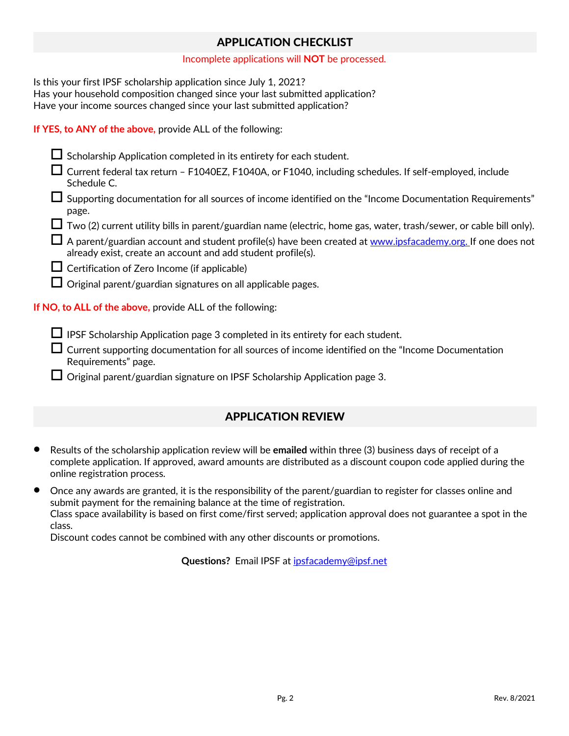## APPLICATION CHECKLIST

Incomplete applications will **NOT** be processed.

Is this your first IPSF scholarship application since July 1, 2021?
Has your household composition changed since your last submitted application?
Have your income sources changed since your last submitted application?

**If YES, to ANY of the above,** provide ALL of the following:

- ☐ Scholarship Application completed in its entirety for each student.
- ☐ Current federal tax return – F1040EZ, F1040A, or F1040, including schedules. If self-employed, include Schedule C.
- ☐ Supporting documentation for all sources of income identified on the "Income Documentation Requirements" page.
- ☐ Two (2) current utility bills in parent/guardian name (electric, home gas, water, trash/sewer, or cable bill only).
- ☐ A parent/guardian account and student profile(s) have been created at www.ipsfacademy.org. If one does not already exist, create an account and add student profile(s).
- ☐ Certification of Zero Income (if applicable)
- ☐ Original parent/guardian signatures on all applicable pages.

**If NO, to ALL of the above,** provide ALL of the following:

- ☐ IPSF Scholarship Application page 3 completed in its entirety for each student.
- ☐ Current supporting documentation for all sources of income identified on the "Income Documentation Requirements" page.
- ☐ Original parent/guardian signature on IPSF Scholarship Application page 3.

## APPLICATION REVIEW

- Results of the scholarship application review will be **emailed** within three (3) business days of receipt of a complete application. If approved, award amounts are distributed as a discount coupon code applied during the online registration process.
- Once any awards are granted, it is the responsibility of the parent/guardian to register for classes online and submit payment for the remaining balance at the time of registration.
  Class space availability is based on first come/first served; application approval does not guarantee a spot in the class.
  Discount codes cannot be combined with any other discounts or promotions.

**Questions?** Email IPSF at ipsfacademy@ipsf.net

Rev. 8/2021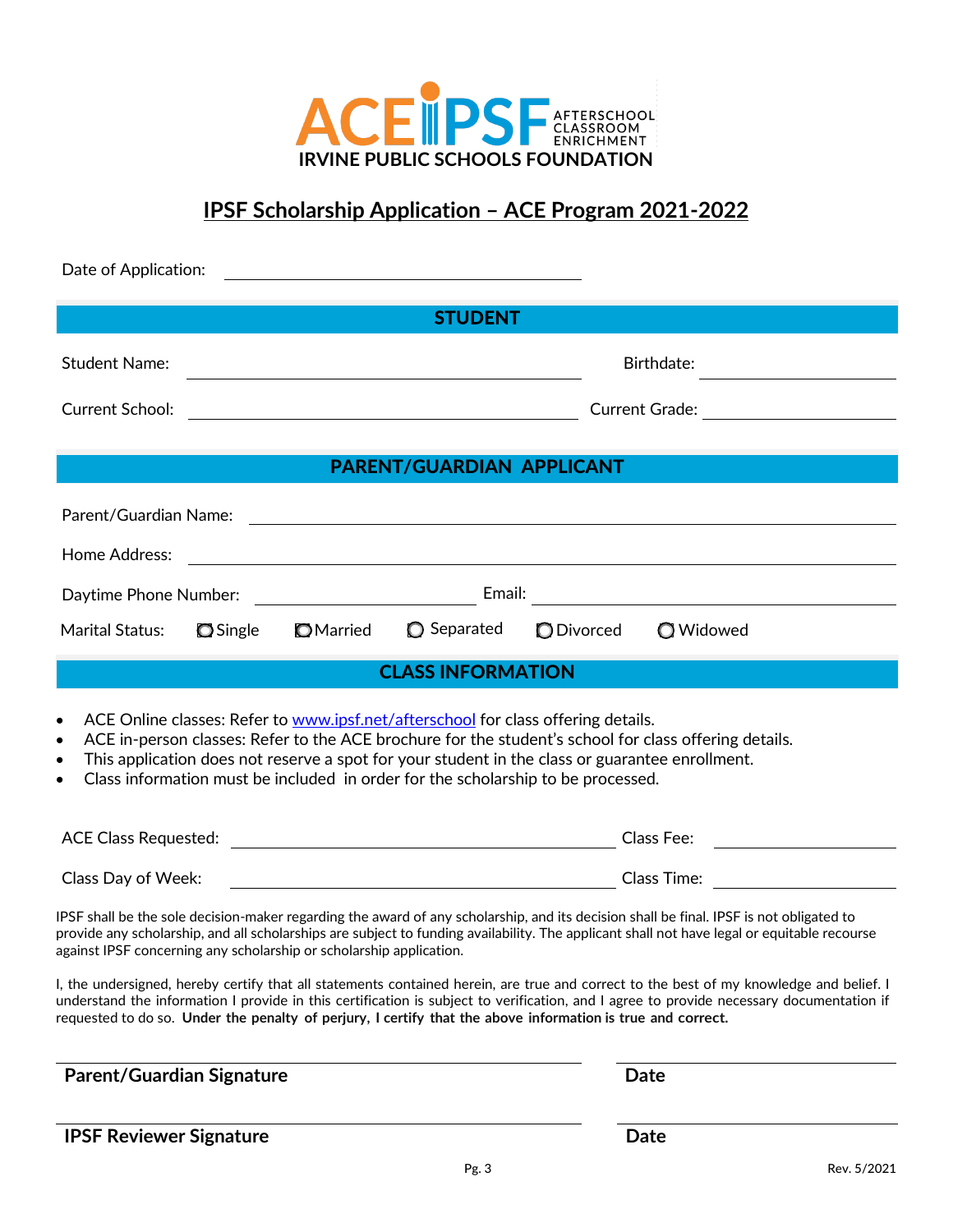**ACE IPSF** AFTERSCHOOL CLASSROOM ENRICHMENT
**IRVINE PUBLIC SCHOOLS FOUNDATION**

# IPSF Scholarship Application – ACE Program 2021-2022

Date of Application: ______________________________

## STUDENT

Student Name: ______________________________ Birthdate: ______________

Current School: ______________________________ Current Grade: ______________

## PARENT/GUARDIAN APPLICANT

Parent/Guardian Name: ______________________________________________

Home Address: ______________________________________________

Daytime Phone Number: ____________________ Email: ______________________________

Marital Status: ○ Single ○ Married ○ Separated ○ Divorced ○ Widowed

## CLASS INFORMATION

- ACE Online classes: Refer to [www.ipsf.net/afterschool](http://www.ipsf.net/afterschool) for class offering details.
- ACE in-person classes: Refer to the ACE brochure for the student's school for class offering details.
- This application does not reserve a spot for your student in the class or guarantee enrollment.
- Class information must be included in order for the scholarship to be processed.

ACE Class Requested: ______________________________ Class Fee: ______________

Class Day of Week: ______________________________ Class Time: ______________

IPSF shall be the sole decision-maker regarding the award of any scholarship, and its decision shall be final. IPSF is not obligated to provide any scholarship, and all scholarships are subject to funding availability. The applicant shall not have legal or equitable recourse against IPSF concerning any scholarship or scholarship application.

I, the undersigned, hereby certify that all statements contained herein, are true and correct to the best of my knowledge and belief. I understand the information I provide in this certification is subject to verification, and I agree to provide necessary documentation if requested to do so. **Under the penalty of perjury, I certify that the above information is true and correct.**

______________________________ ______________
**Parent/Guardian Signature** **Date**

______________________________ ______________
**IPSF Reviewer Signature** **Date**

Rev. 5/2021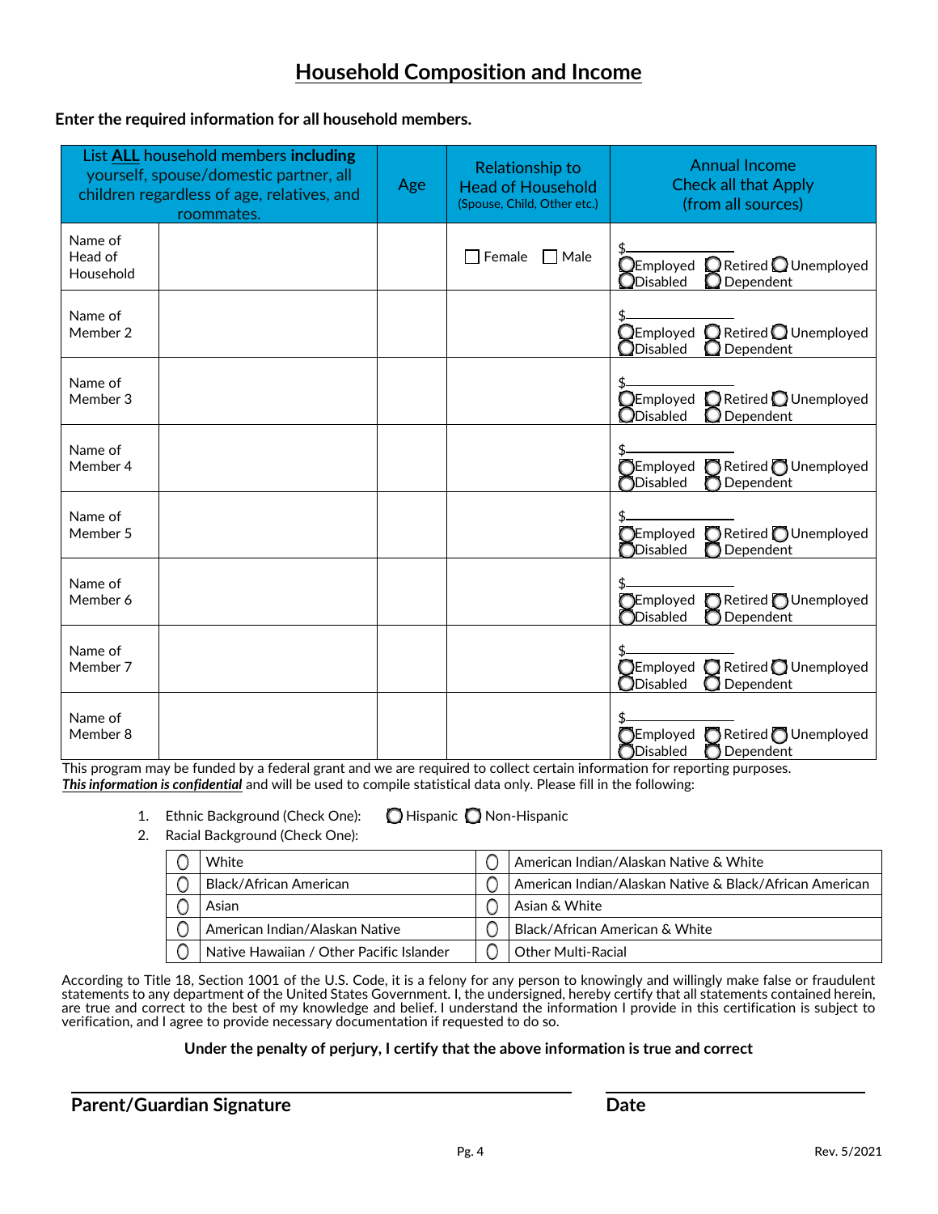# Household Composition and Income

**Enter the required information for all household members.**

| List **ALL** household members **including** yourself, spouse/domestic partner, all children regardless of age, relatives, and roommates. | | Age | Relationship to Head of Household (Spouse, Child, Other etc.) | Annual Income Check all that Apply (from all sources) |
|---|---|---|---|---|
| Name of Head of Household | | | ☐ Female ☐ Male | $\_\_\_\_\_\_\_\_ ◯Employed ◯Retired ◯Unemployed ◯Disabled ◯Dependent |
| Name of Member 2 | | | | $\_\_\_\_\_\_\_\_ ◯Employed ◯Retired ◯Unemployed ◯Disabled ◯Dependent |
| Name of Member 3 | | | | $\_\_\_\_\_\_\_\_ ◯Employed ◯Retired ◯Unemployed ◯Disabled ◯Dependent |
| Name of Member 4 | | | | $\_\_\_\_\_\_\_\_ ◯Employed ◯Retired ◯Unemployed ◯Disabled ◯Dependent |
| Name of Member 5 | | | | $\_\_\_\_\_\_\_\_ ◯Employed ◯Retired ◯Unemployed ◯Disabled ◯Dependent |
| Name of Member 6 | | | | $\_\_\_\_\_\_\_\_ ◯Employed ◯Retired ◯Unemployed ◯Disabled ◯Dependent |
| Name of Member 7 | | | | $\_\_\_\_\_\_\_\_ ◯Employed ◯Retired ◯Unemployed ◯Disabled ◯Dependent |
| Name of Member 8 | | | | $\_\_\_\_\_\_\_\_ ◯Employed ◯Retired ◯Unemployed ◯Disabled ◯Dependent |

This program may be funded by a federal grant and we are required to collect certain information for reporting purposes. ***This information is confidential*** and will be used to compile statistical data only. Please fill in the following:

1. Ethnic Background (Check One): ◯ Hispanic ◯ Non-Hispanic
2. Racial Background (Check One):

| | | | |
|---|---|---|---|
| ◯ | White | ◯ | American Indian/Alaskan Native & White |
| ◯ | Black/African American | ◯ | American Indian/Alaskan Native & Black/African American |
| ◯ | Asian | ◯ | Asian & White |
| ◯ | American Indian/Alaskan Native | ◯ | Black/African American & White |
| ◯ | Native Hawaiian / Other Pacific Islander | ◯ | Other Multi-Racial |

According to Title 18, Section 1001 of the U.S. Code, it is a felony for any person to knowingly and willingly make false or fraudulent statements to any department of the United States Government. I, the undersigned, hereby certify that all statements contained herein, are true and correct to the best of my knowledge and belief. I understand the information I provide in this certification is subject to verification, and I agree to provide necessary documentation if requested to do so.

**Under the penalty of perjury, I certify that the above information is true and correct**

\_\_\_\_\_\_\_\_\_\_\_\_\_\_\_\_\_\_\_\_\_\_\_\_\_\_\_\_\_\_ \_\_\_\_\_\_\_\_\_\_\_\_\_\_\_\_

**Parent/Guardian Signature** **Date**

Rev. 5/2021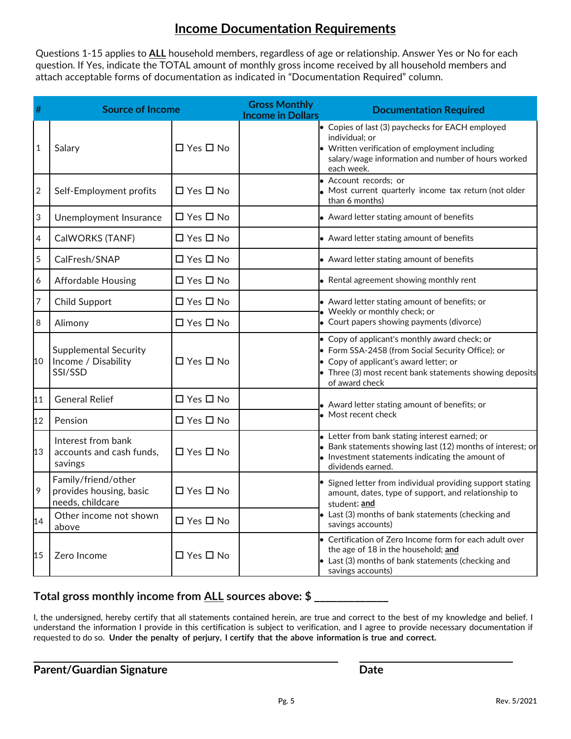# Income Documentation Requirements

Questions 1-15 applies to **ALL** household members, regardless of age or relationship. Answer Yes or No for each question. If Yes, indicate the TOTAL amount of monthly gross income received by all household members and attach acceptable forms of documentation as indicated in "Documentation Required" column.

| # | Source of Income | | Gross Monthly Income in Dollars | Documentation Required |
|---|---|---|---|---|
| 1 | Salary | ☐ Yes ☐ No | | • Copies of last (3) paychecks for EACH employed individual; or<br>• Written verification of employment including salary/wage information and number of hours worked each week. |
| 2 | Self-Employment profits | ☐ Yes ☐ No | | • Account records; or<br>• Most current quarterly income tax return (not older than 6 months) |
| 3 | Unemployment Insurance | ☐ Yes ☐ No | | • Award letter stating amount of benefits |
| 4 | CalWORKS (TANF) | ☐ Yes ☐ No | | • Award letter stating amount of benefits |
| 5 | CalFresh/SNAP | ☐ Yes ☐ No | | • Award letter stating amount of benefits |
| 6 | Affordable Housing | ☐ Yes ☐ No | | • Rental agreement showing monthly rent |
| 7 | Child Support | ☐ Yes ☐ No | | • Award letter stating amount of benefits; or<br>• Weekly or monthly check; or<br>• Court papers showing payments (divorce) |
| 8 | Alimony | ☐ Yes ☐ No | | |
| 10 | Supplemental Security Income / Disability SSI/SSD | ☐ Yes ☐ No | | • Copy of applicant's monthly award check; or<br>• Form SSA-2458 (from Social Security Office); or<br>• Copy of applicant's award letter; or<br>• Three (3) most recent bank statements showing deposits of award check |
| 11 | General Relief | ☐ Yes ☐ No | | • Award letter stating amount of benefits; or<br>• Most recent check |
| 12 | Pension | ☐ Yes ☐ No | | |
| 13 | Interest from bank accounts and cash funds, savings | ☐ Yes ☐ No | | • Letter from bank stating interest earned; or<br>• Bank statements showing last (12) months of interest; or<br>• Investment statements indicating the amount of dividends earned. |
| 9 | Family/friend/other provides housing, basic needs, childcare | ☐ Yes ☐ No | | • Signed letter from individual providing support stating amount, dates, type of support, and relationship to student; **and**<br>• Last (3) months of bank statements (checking and savings accounts) |
| 14 | Other income not shown above | ☐ Yes ☐ No | | |
| 15 | Zero Income | ☐ Yes ☐ No | | • Certification of Zero Income form for each adult over the age of 18 in the household; **and**<br>• Last (3) months of bank statements (checking and savings accounts) |

**Total gross monthly income from ALL sources above: $ \_\_\_\_\_\_\_\_\_\_\_\_\_**

I, the undersigned, hereby certify that all statements contained herein, are true and correct to the best of my knowledge and belief. I understand the information I provide in this certification is subject to verification, and I agree to provide necessary documentation if requested to do so. **Under the penalty of perjury, I certify that the above information is true and correct.**

\_\_\_\_\_\_\_\_\_\_\_\_\_\_\_\_\_\_\_\_\_\_\_\_\_\_\_\_\_\_\_\_\_\_\_\_\_\_\_\_ \_\_\_\_\_\_\_\_\_\_\_\_\_\_\_\_\_\_\_\_\_\_\_\_

**Parent/Guardian Signature** **Date**

Rev. 5/2021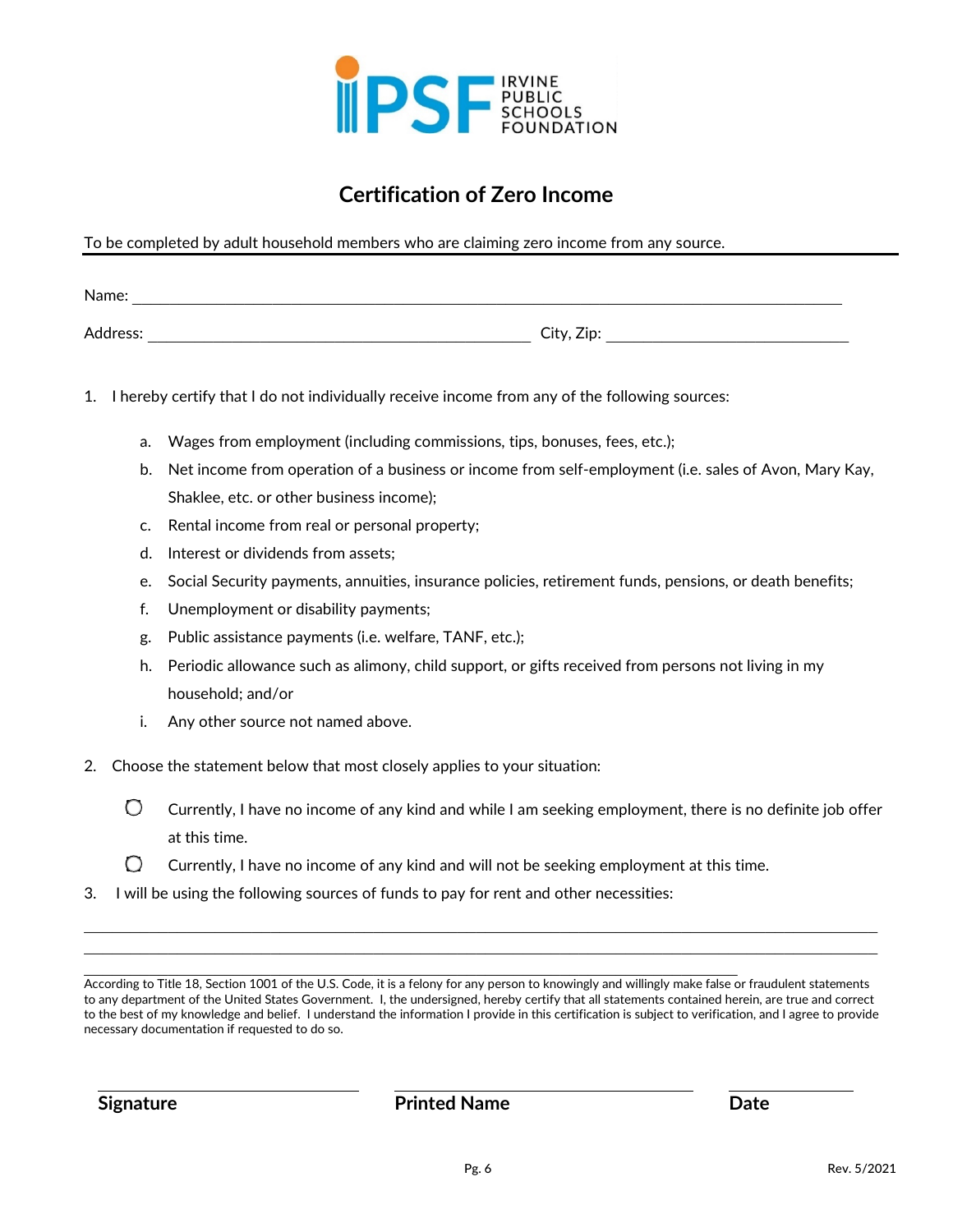IRVINE PUBLIC SCHOOLS FOUNDATION

# Certification of Zero Income

To be completed by adult household members who are claiming zero income from any source.

Name: ____________________________________________________________________________

Address: ____________________________________________ City, Zip: ____________________________

1. I hereby certify that I do not individually receive income from any of the following sources:

   a. Wages from employment (including commissions, tips, bonuses, fees, etc.);
   b. Net income from operation of a business or income from self-employment (i.e. sales of Avon, Mary Kay, Shaklee, etc. or other business income);
   c. Rental income from real or personal property;
   d. Interest or dividends from assets;
   e. Social Security payments, annuities, insurance policies, retirement funds, pensions, or death benefits;
   f. Unemployment or disability payments;
   g. Public assistance payments (i.e. welfare, TANF, etc.);
   h. Periodic allowance such as alimony, child support, or gifts received from persons not living in my household; and/or
   i. Any other source not named above.

2. Choose the statement below that most closely applies to your situation:

   ○ Currently, I have no income of any kind and while I am seeking employment, there is no definite job offer at this time.

   ○ Currently, I have no income of any kind and will not be seeking employment at this time.

3. I will be using the following sources of funds to pay for rent and other necessities:

_____________________________________________________________________________________

_____________________________________________________________________________________

_____________________________________________________________________________________

According to Title 18, Section 1001 of the U.S. Code, it is a felony for any person to knowingly and willingly make false or fraudulent statements to any department of the United States Government. I, the undersigned, hereby certify that all statements contained herein, are true and correct to the best of my knowledge and belief. I understand the information I provide in this certification is subject to verification, and I agree to provide necessary documentation if requested to do so.

| | | |
|---|---|---|
| ______________________ | ______________________ | ____________ |
| **Signature** | **Printed Name** | **Date** |

Rev. 5/2021